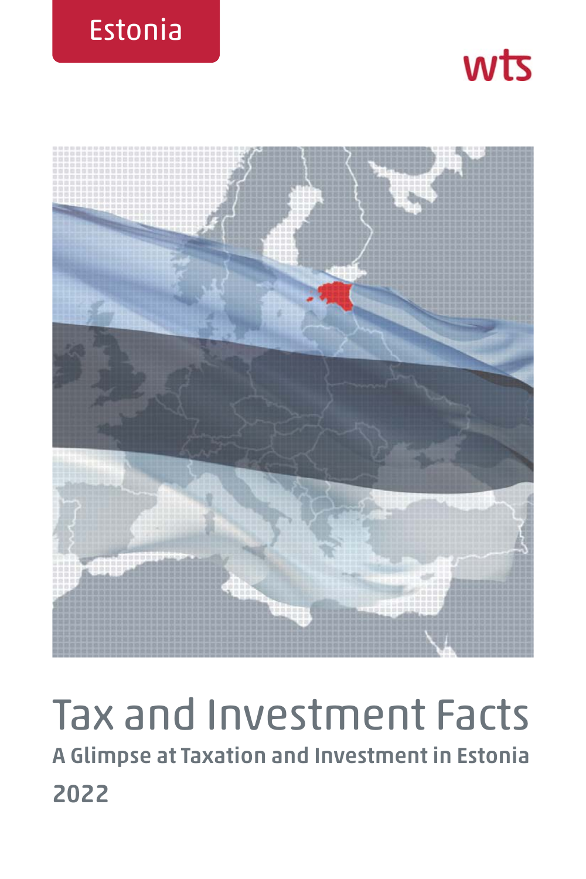Estonia

wts

# Tax and Investment Facts

## A Glimpse at Taxation and Investment in Estonia

## 2022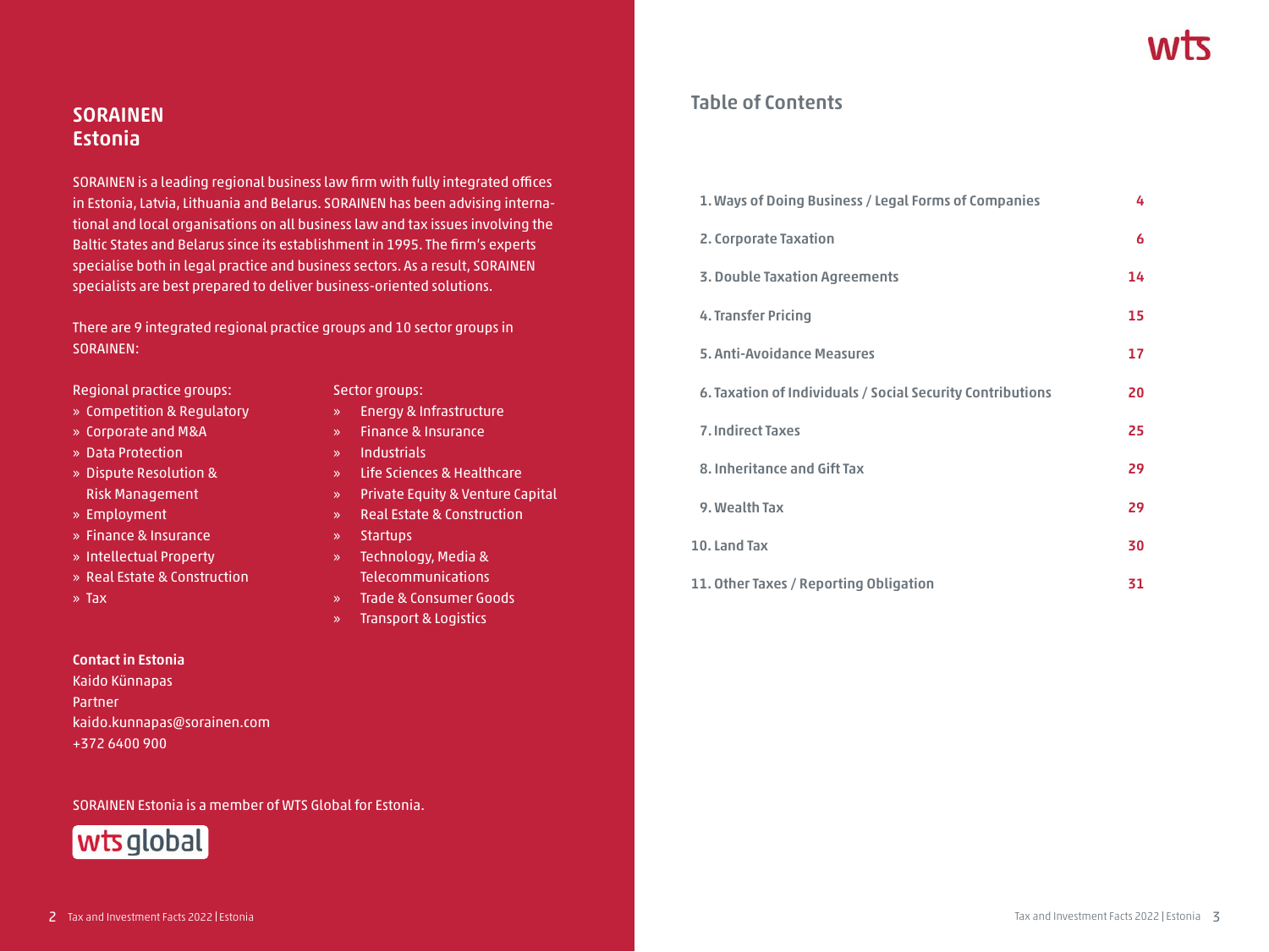## SORAINEN Estonia

SORAINEN is a leading regional business law firm with fully integrated offices in Estonia, Latvia, Lithuania and Belarus. SORAINEN has been advising international and local organisations on all business law and tax issues involving the Baltic States and Belarus since its establishment in 1995. The firm's experts specialise both in legal practice and business sectors. As a result, SORAINEN specialists are best prepared to deliver business-oriented solutions.

There are 9 integrated regional practice groups and 10 sector groups in SORAINEN:

Regional practice groups:

- Competition & Regulatory
- Corporate and M&A
- Data Protection
- Dispute Resolution & Risk Management
- Employment
- Finance & Insurance
- Intellectual Property
- Real Estate & Construction
- Tax

Sector groups:

- Energy & Infrastructure
- Finance & Insurance
- Industrials
- Life Sciences & Healthcare
- Private Equity & Venture Capital
- Real Estate & Construction
- Startups
- Technology, Media & Telecommunications
- Trade & Consumer Goods
- Transport & Logistics

**Contact in Estonia**
Kaido Künnapas
Partner
kaido.kunnapas@sorainen.com
+372 6400 900

SORAINEN Estonia is a member of WTS Global for Estonia.

## Table of Contents

| | |
|---|---|
| 1. Ways of Doing Business / Legal Forms of Companies | 4 |
| 2. Corporate Taxation | 6 |
| 3. Double Taxation Agreements | 14 |
| 4. Transfer Pricing | 15 |
| 5. Anti-Avoidance Measures | 17 |
| 6. Taxation of Individuals / Social Security Contributions | 20 |
| 7. Indirect Taxes | 25 |
| 8. Inheritance and Gift Tax | 29 |
| 9. Wealth Tax | 29 |
| 10. Land Tax | 30 |
| 11. Other Taxes / Reporting Obligation | 31 |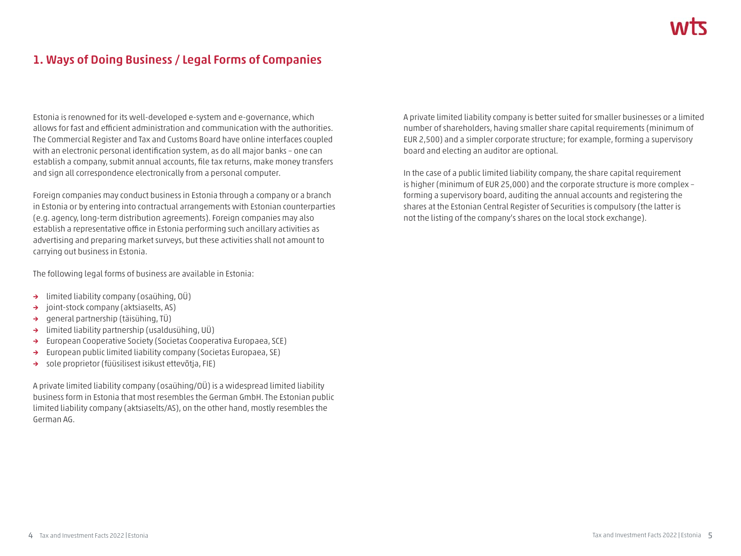## 1. Ways of Doing Business / Legal Forms of Companies

Estonia is renowned for its well-developed e-system and e-governance, which allows for fast and efficient administration and communication with the authorities. The Commercial Register and Tax and Customs Board have online interfaces coupled with an electronic personal identification system, as do all major banks – one can establish a company, submit annual accounts, file tax returns, make money transfers and sign all correspondence electronically from a personal computer.

Foreign companies may conduct business in Estonia through a company or a branch in Estonia or by entering into contractual arrangements with Estonian counterparties (e.g. agency, long-term distribution agreements). Foreign companies may also establish a representative office in Estonia performing such ancillary activities as advertising and preparing market surveys, but these activities shall not amount to carrying out business in Estonia.

The following legal forms of business are available in Estonia:

- limited liability company (osaühing, OÜ)
- joint-stock company (aktsiaselts, AS)
- general partnership (täisühing, TÜ)
- limited liability partnership (usaldusühing, UÜ)
- European Cooperative Society (Societas Cooperativa Europaea, SCE)
- European public limited liability company (Societas Europaea, SE)
- sole proprietor (füüsilisest isikust ettevõtja, FIE)

A private limited liability company (osaühing/OÜ) is a widespread limited liability business form in Estonia that most resembles the German GmbH. The Estonian public limited liability company (aktsiaselts/AS), on the other hand, mostly resembles the German AG.

A private limited liability company is better suited for smaller businesses or a limited number of shareholders, having smaller share capital requirements (minimum of EUR 2,500) and a simpler corporate structure; for example, forming a supervisory board and electing an auditor are optional.

In the case of a public limited liability company, the share capital requirement is higher (minimum of EUR 25,000) and the corporate structure is more complex – forming a supervisory board, auditing the annual accounts and registering the shares at the Estonian Central Register of Securities is compulsory (the latter is not the listing of the company's shares on the local stock exchange).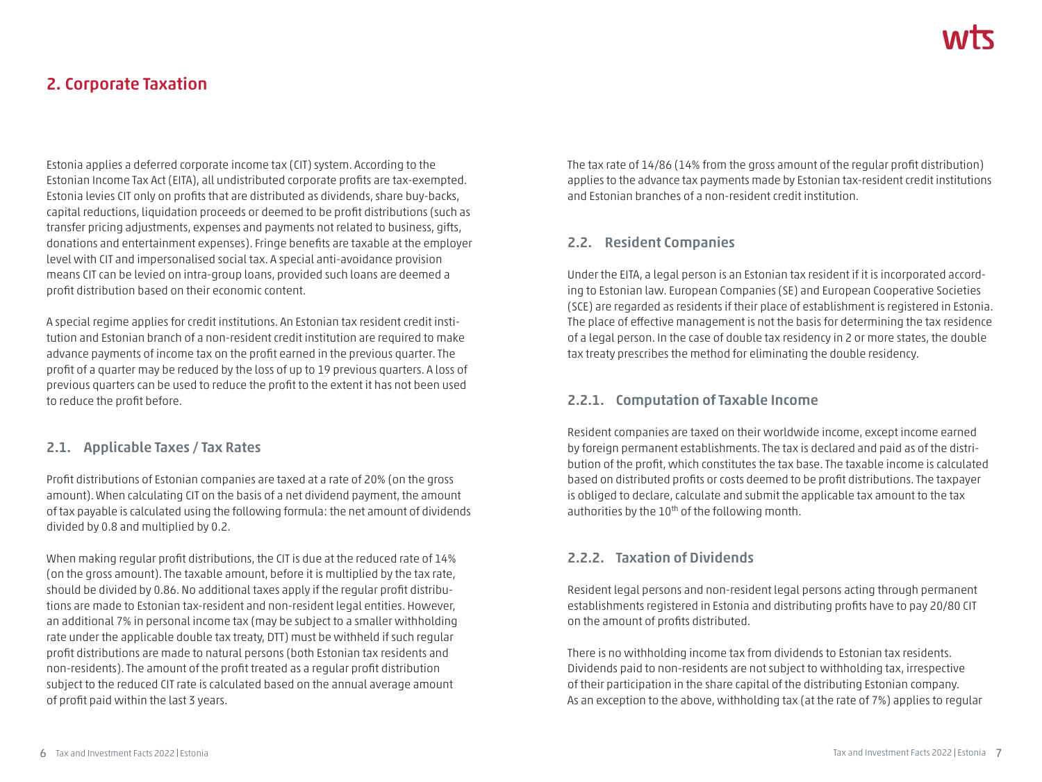## 2. Corporate Taxation

Estonia applies a deferred corporate income tax (CIT) system. According to the Estonian Income Tax Act (EITA), all undistributed corporate profits are tax-exempted. Estonia levies CIT only on profits that are distributed as dividends, share buy-backs, capital reductions, liquidation proceeds or deemed to be profit distributions (such as transfer pricing adjustments, expenses and payments not related to business, gifts, donations and entertainment expenses). Fringe benefits are taxable at the employer level with CIT and impersonalised social tax. A special anti-avoidance provision means CIT can be levied on intra-group loans, provided such loans are deemed a profit distribution based on their economic content.

A special regime applies for credit institutions. An Estonian tax resident credit institution and Estonian branch of a non-resident credit institution are required to make advance payments of income tax on the profit earned in the previous quarter. The profit of a quarter may be reduced by the loss of up to 19 previous quarters. A loss of previous quarters can be used to reduce the profit to the extent it has not been used to reduce the profit before.

### 2.1. Applicable Taxes / Tax Rates

Profit distributions of Estonian companies are taxed at a rate of 20% (on the gross amount). When calculating CIT on the basis of a net dividend payment, the amount of tax payable is calculated using the following formula: the net amount of dividends divided by 0.8 and multiplied by 0.2.

When making regular profit distributions, the CIT is due at the reduced rate of 14% (on the gross amount). The taxable amount, before it is multiplied by the tax rate, should be divided by 0.86. No additional taxes apply if the regular profit distributions are made to Estonian tax-resident and non-resident legal entities. However, an additional 7% in personal income tax (may be subject to a smaller withholding rate under the applicable double tax treaty, DTT) must be withheld if such regular profit distributions are made to natural persons (both Estonian tax residents and non-residents). The amount of the profit treated as a regular profit distribution subject to the reduced CIT rate is calculated based on the annual average amount of profit paid within the last 3 years.

The tax rate of 14/86 (14% from the gross amount of the regular profit distribution) applies to the advance tax payments made by Estonian tax-resident credit institutions and Estonian branches of a non-resident credit institution.

### 2.2. Resident Companies

Under the EITA, a legal person is an Estonian tax resident if it is incorporated according to Estonian law. European Companies (SE) and European Cooperative Societies (SCE) are regarded as residents if their place of establishment is registered in Estonia. The place of effective management is not the basis for determining the tax residence of a legal person. In the case of double tax residency in 2 or more states, the double tax treaty prescribes the method for eliminating the double residency.

#### 2.2.1. Computation of Taxable Income

Resident companies are taxed on their worldwide income, except income earned by foreign permanent establishments. The tax is declared and paid as of the distribution of the profit, which constitutes the tax base. The taxable income is calculated based on distributed profits or costs deemed to be profit distributions. The taxpayer is obliged to declare, calculate and submit the applicable tax amount to the tax authorities by the 10th of the following month.

#### 2.2.2. Taxation of Dividends

Resident legal persons and non-resident legal persons acting through permanent establishments registered in Estonia and distributing profits have to pay 20/80 CIT on the amount of profits distributed.

There is no withholding income tax from dividends to Estonian tax residents. Dividends paid to non-residents are not subject to withholding tax, irrespective of their participation in the share capital of the distributing Estonian company. As an exception to the above, withholding tax (at the rate of 7%) applies to regular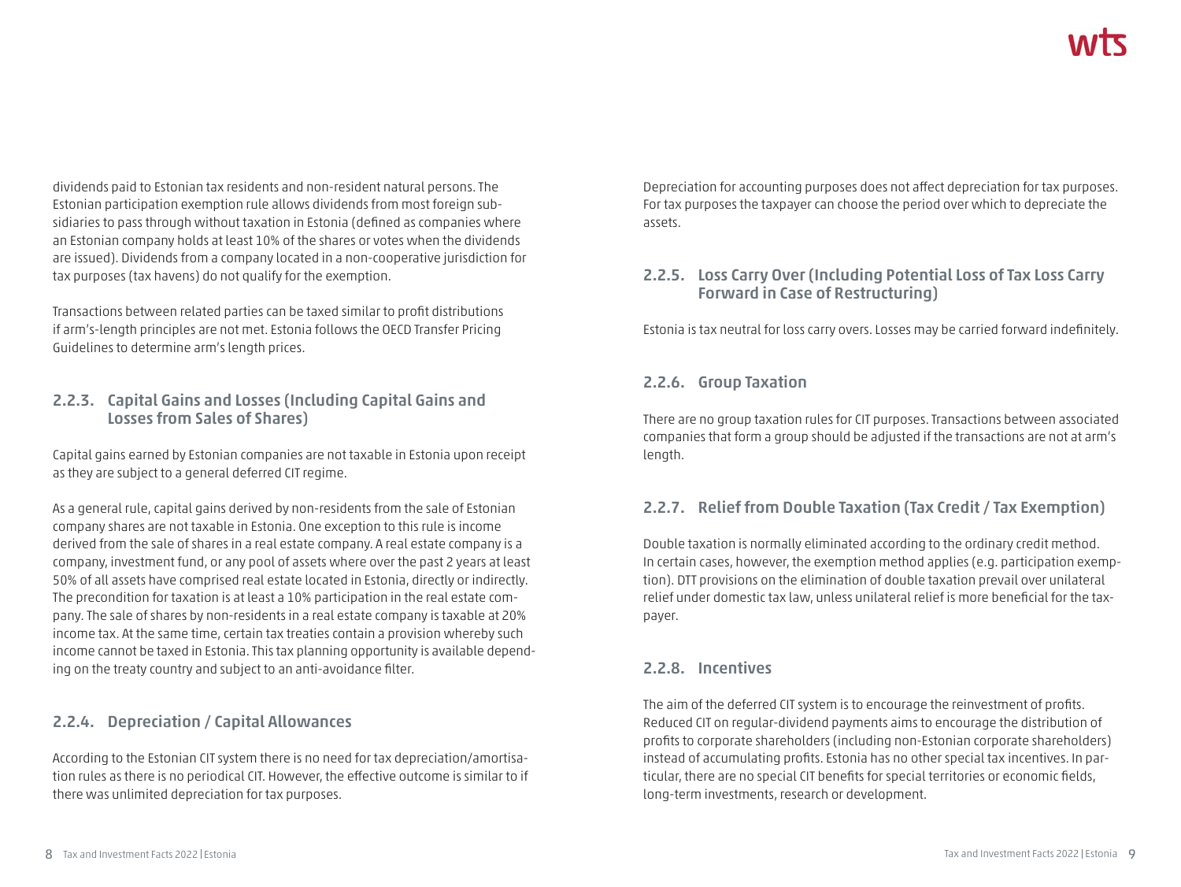dividends paid to Estonian tax residents and non-resident natural persons. The Estonian participation exemption rule allows dividends from most foreign subsidiaries to pass through without taxation in Estonia (defined as companies where an Estonian company holds at least 10% of the shares or votes when the dividends are issued). Dividends from a company located in a non-cooperative jurisdiction for tax purposes (tax havens) do not qualify for the exemption.

Transactions between related parties can be taxed similar to profit distributions if arm's-length principles are not met. Estonia follows the OECD Transfer Pricing Guidelines to determine arm's length prices.

### 2.2.3. Capital Gains and Losses (Including Capital Gains and Losses from Sales of Shares)

Capital gains earned by Estonian companies are not taxable in Estonia upon receipt as they are subject to a general deferred CIT regime.

As a general rule, capital gains derived by non-residents from the sale of Estonian company shares are not taxable in Estonia. One exception to this rule is income derived from the sale of shares in a real estate company. A real estate company is a company, investment fund, or any pool of assets where over the past 2 years at least 50% of all assets have comprised real estate located in Estonia, directly or indirectly. The precondition for taxation is at least a 10% participation in the real estate company. The sale of shares by non-residents in a real estate company is taxable at 20% income tax. At the same time, certain tax treaties contain a provision whereby such income cannot be taxed in Estonia. This tax planning opportunity is available depending on the treaty country and subject to an anti-avoidance filter.

### 2.2.4. Depreciation / Capital Allowances

According to the Estonian CIT system there is no need for tax depreciation/amortisation rules as there is no periodical CIT. However, the effective outcome is similar to if there was unlimited depreciation for tax purposes.

Depreciation for accounting purposes does not affect depreciation for tax purposes. For tax purposes the taxpayer can choose the period over which to depreciate the assets.

### 2.2.5. Loss Carry Over (Including Potential Loss of Tax Loss Carry Forward in Case of Restructuring)

Estonia is tax neutral for loss carry overs. Losses may be carried forward indefinitely.

### 2.2.6. Group Taxation

There are no group taxation rules for CIT purposes. Transactions between associated companies that form a group should be adjusted if the transactions are not at arm's length.

### 2.2.7. Relief from Double Taxation (Tax Credit / Tax Exemption)

Double taxation is normally eliminated according to the ordinary credit method. In certain cases, however, the exemption method applies (e.g. participation exemption). DTT provisions on the elimination of double taxation prevail over unilateral relief under domestic tax law, unless unilateral relief is more beneficial for the taxpayer.

### 2.2.8. Incentives

The aim of the deferred CIT system is to encourage the reinvestment of profits. Reduced CIT on regular-dividend payments aims to encourage the distribution of profits to corporate shareholders (including non-Estonian corporate shareholders) instead of accumulating profits. Estonia has no other special tax incentives. In particular, there are no special CIT benefits for special territories or economic fields, long-term investments, research or development.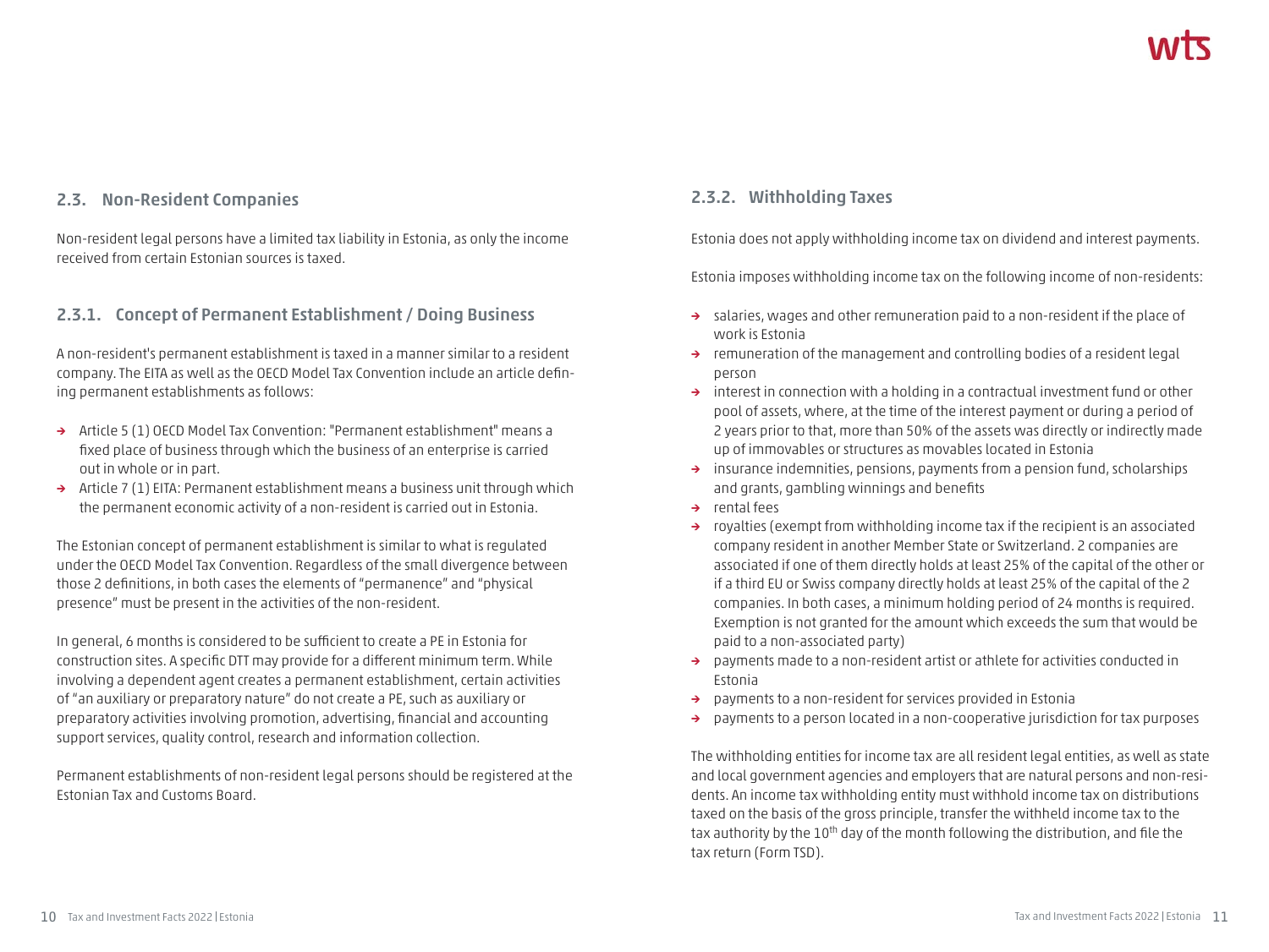## 2.3. Non-Resident Companies

Non-resident legal persons have a limited tax liability in Estonia, as only the income received from certain Estonian sources is taxed.

### 2.3.1. Concept of Permanent Establishment / Doing Business

A non-resident's permanent establishment is taxed in a manner similar to a resident company. The EITA as well as the OECD Model Tax Convention include an article defining permanent establishments as follows:

- Article 5 (1) OECD Model Tax Convention: "Permanent establishment" means a fixed place of business through which the business of an enterprise is carried out in whole or in part.
- Article 7 (1) EITA: Permanent establishment means a business unit through which the permanent economic activity of a non-resident is carried out in Estonia.

The Estonian concept of permanent establishment is similar to what is regulated under the OECD Model Tax Convention. Regardless of the small divergence between those 2 definitions, in both cases the elements of "permanence" and "physical presence" must be present in the activities of the non-resident.

In general, 6 months is considered to be sufficient to create a PE in Estonia for construction sites. A specific DTT may provide for a different minimum term. While involving a dependent agent creates a permanent establishment, certain activities of "an auxiliary or preparatory nature" do not create a PE, such as auxiliary or preparatory activities involving promotion, advertising, financial and accounting support services, quality control, research and information collection.

Permanent establishments of non-resident legal persons should be registered at the Estonian Tax and Customs Board.

### 2.3.2. Withholding Taxes

Estonia does not apply withholding income tax on dividend and interest payments.

Estonia imposes withholding income tax on the following income of non-residents:

- salaries, wages and other remuneration paid to a non-resident if the place of work is Estonia
- remuneration of the management and controlling bodies of a resident legal person
- interest in connection with a holding in a contractual investment fund or other pool of assets, where, at the time of the interest payment or during a period of 2 years prior to that, more than 50% of the assets was directly or indirectly made up of immovables or structures as movables located in Estonia
- insurance indemnities, pensions, payments from a pension fund, scholarships and grants, gambling winnings and benefits
- rental fees
- royalties (exempt from withholding income tax if the recipient is an associated company resident in another Member State or Switzerland. 2 companies are associated if one of them directly holds at least 25% of the capital of the other or if a third EU or Swiss company directly holds at least 25% of the capital of the 2 companies. In both cases, a minimum holding period of 24 months is required. Exemption is not granted for the amount which exceeds the sum that would be paid to a non-associated party)
- payments made to a non-resident artist or athlete for activities conducted in Estonia
- payments to a non-resident for services provided in Estonia
- payments to a person located in a non-cooperative jurisdiction for tax purposes

The withholding entities for income tax are all resident legal entities, as well as state and local government agencies and employers that are natural persons and non-residents. An income tax withholding entity must withhold income tax on distributions taxed on the basis of the gross principle, transfer the withheld income tax to the tax authority by the 10th day of the month following the distribution, and file the tax return (Form TSD).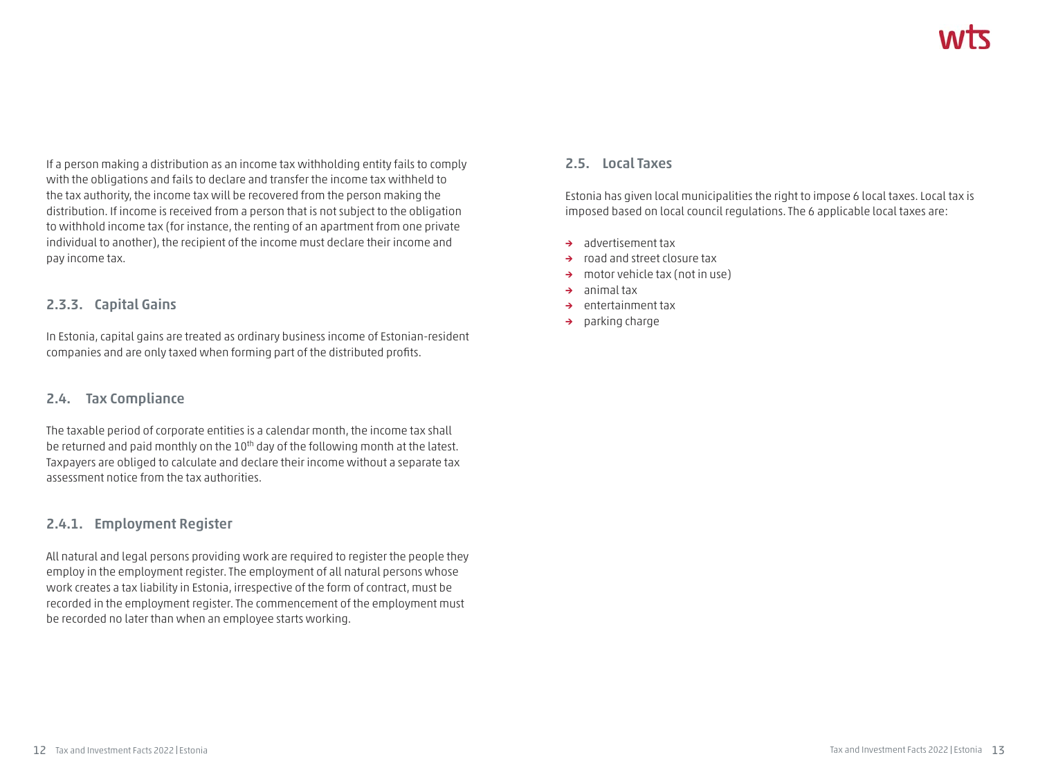If a person making a distribution as an income tax withholding entity fails to comply with the obligations and fails to declare and transfer the income tax withheld to the tax authority, the income tax will be recovered from the person making the distribution. If income is received from a person that is not subject to the obligation to withhold income tax (for instance, the renting of an apartment from one private individual to another), the recipient of the income must declare their income and pay income tax.

### 2.3.3. Capital Gains

In Estonia, capital gains are treated as ordinary business income of Estonian-resident companies and are only taxed when forming part of the distributed profits.

## 2.4. Tax Compliance

The taxable period of corporate entities is a calendar month, the income tax shall be returned and paid monthly on the 10th day of the following month at the latest. Taxpayers are obliged to calculate and declare their income without a separate tax assessment notice from the tax authorities.

### 2.4.1. Employment Register

All natural and legal persons providing work are required to register the people they employ in the employment register. The employment of all natural persons whose work creates a tax liability in Estonia, irrespective of the form of contract, must be recorded in the employment register. The commencement of the employment must be recorded no later than when an employee starts working.

## 2.5. Local Taxes

Estonia has given local municipalities the right to impose 6 local taxes. Local tax is imposed based on local council regulations. The 6 applicable local taxes are:

- advertisement tax
- road and street closure tax
- motor vehicle tax (not in use)
- animal tax
- entertainment tax
- parking charge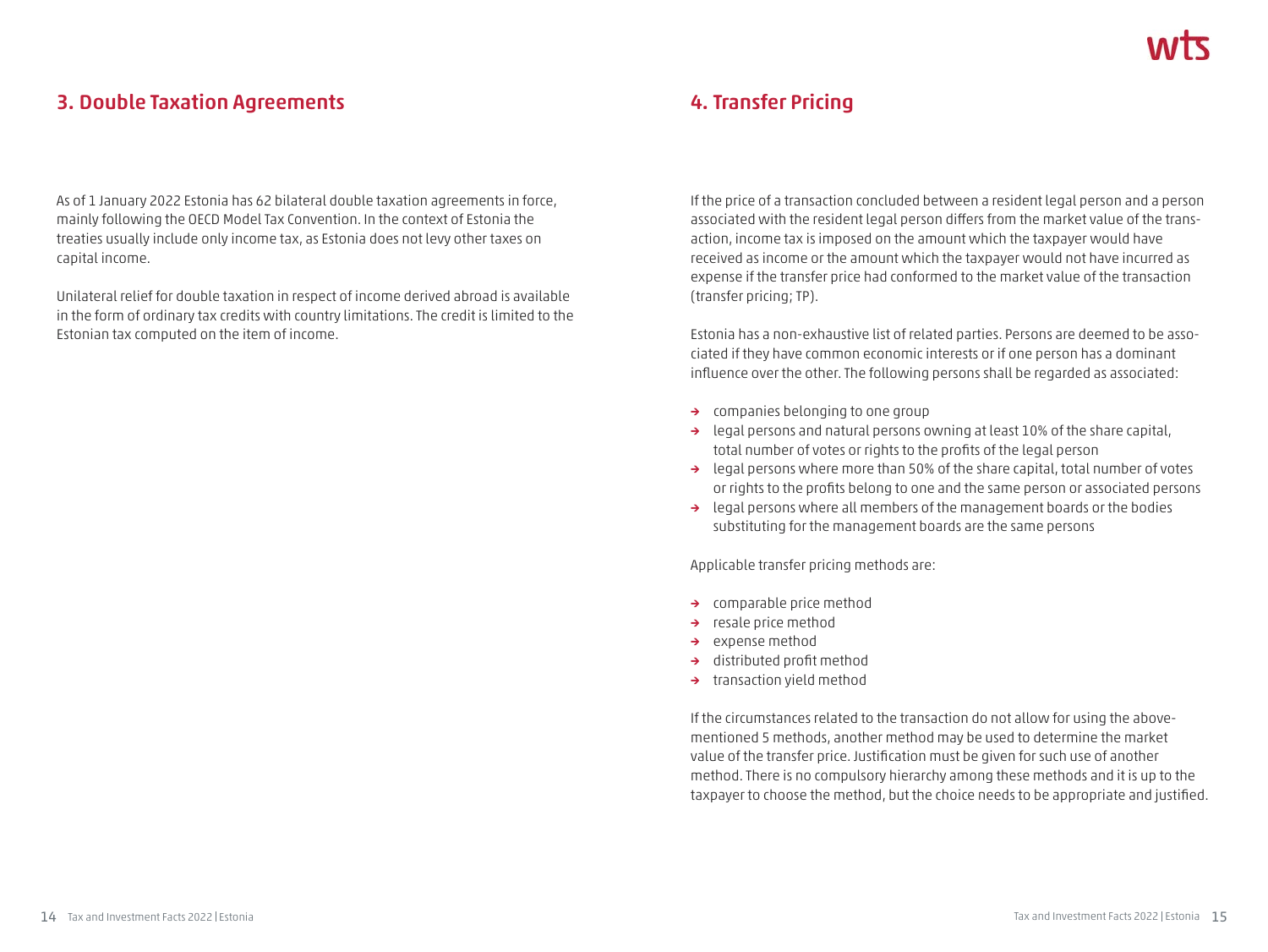## 3. Double Taxation Agreements

As of 1 January 2022 Estonia has 62 bilateral double taxation agreements in force, mainly following the OECD Model Tax Convention. In the context of Estonia the treaties usually include only income tax, as Estonia does not levy other taxes on capital income.

Unilateral relief for double taxation in respect of income derived abroad is available in the form of ordinary tax credits with country limitations. The credit is limited to the Estonian tax computed on the item of income.

## 4. Transfer Pricing

If the price of a transaction concluded between a resident legal person and a person associated with the resident legal person differs from the market value of the transaction, income tax is imposed on the amount which the taxpayer would have received as income or the amount which the taxpayer would not have incurred as expense if the transfer price had conformed to the market value of the transaction (transfer pricing; TP).

Estonia has a non-exhaustive list of related parties. Persons are deemed to be associated if they have common economic interests or if one person has a dominant influence over the other. The following persons shall be regarded as associated:

- companies belonging to one group
- legal persons and natural persons owning at least 10% of the share capital, total number of votes or rights to the profits of the legal person
- legal persons where more than 50% of the share capital, total number of votes or rights to the profits belong to one and the same person or associated persons
- legal persons where all members of the management boards or the bodies substituting for the management boards are the same persons

Applicable transfer pricing methods are:

- comparable price method
- resale price method
- expense method
- distributed profit method
- transaction yield method

If the circumstances related to the transaction do not allow for using the abovementioned 5 methods, another method may be used to determine the market value of the transfer price. Justification must be given for such use of another method. There is no compulsory hierarchy among these methods and it is up to the taxpayer to choose the method, but the choice needs to be appropriate and justified.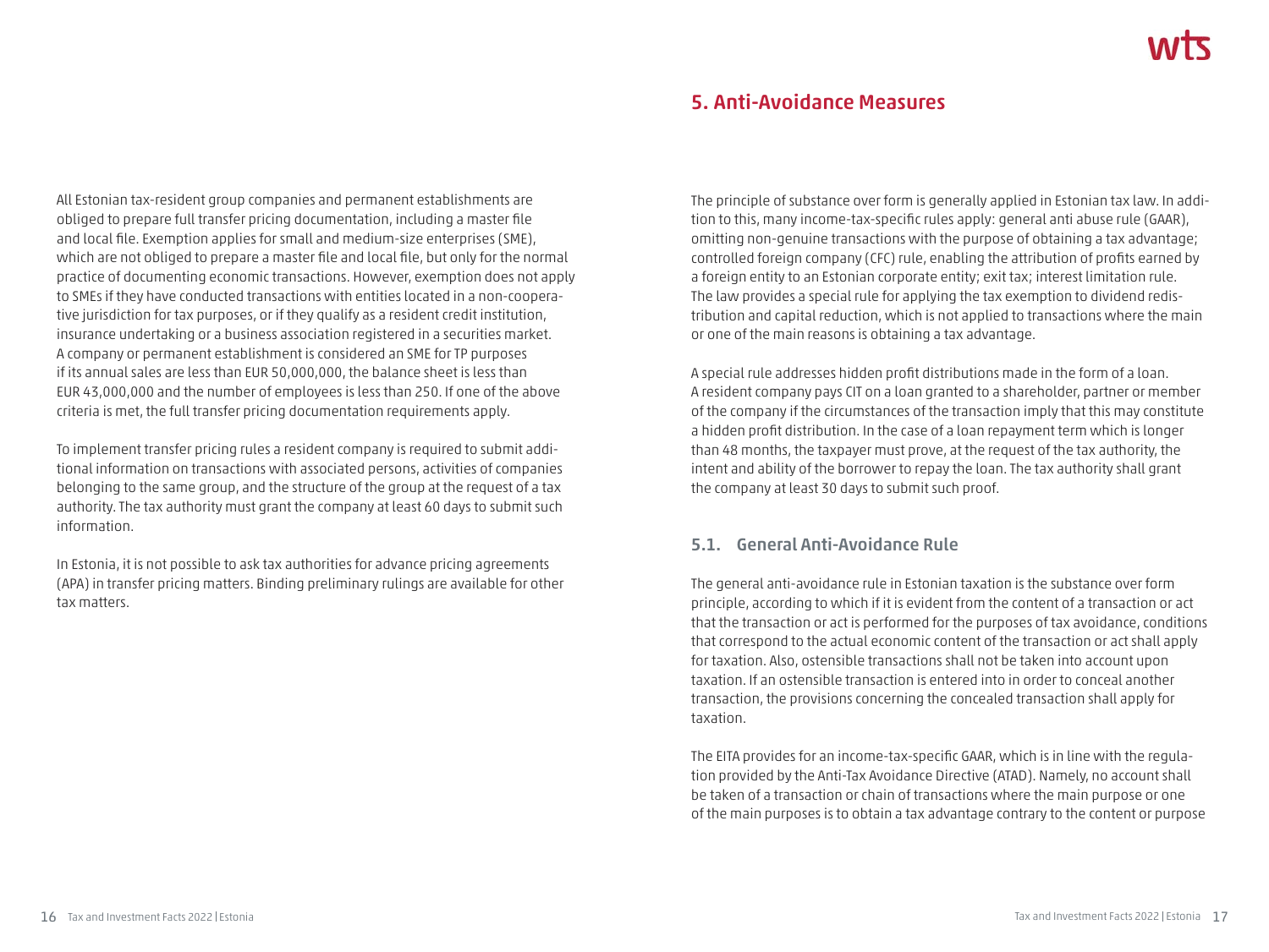All Estonian tax-resident group companies and permanent establishments are obliged to prepare full transfer pricing documentation, including a master file and local file. Exemption applies for small and medium-size enterprises (SME), which are not obliged to prepare a master file and local file, but only for the normal practice of documenting economic transactions. However, exemption does not apply to SMEs if they have conducted transactions with entities located in a non-cooperative jurisdiction for tax purposes, or if they qualify as a resident credit institution, insurance undertaking or a business association registered in a securities market. A company or permanent establishment is considered an SME for TP purposes if its annual sales are less than EUR 50,000,000, the balance sheet is less than EUR 43,000,000 and the number of employees is less than 250. If one of the above criteria is met, the full transfer pricing documentation requirements apply.

To implement transfer pricing rules a resident company is required to submit additional information on transactions with associated persons, activities of companies belonging to the same group, and the structure of the group at the request of a tax authority. The tax authority must grant the company at least 60 days to submit such information.

In Estonia, it is not possible to ask tax authorities for advance pricing agreements (APA) in transfer pricing matters. Binding preliminary rulings are available for other tax matters.

## 5. Anti-Avoidance Measures

The principle of substance over form is generally applied in Estonian tax law. In addition to this, many income-tax-specific rules apply: general anti abuse rule (GAAR), omitting non-genuine transactions with the purpose of obtaining a tax advantage; controlled foreign company (CFC) rule, enabling the attribution of profits earned by a foreign entity to an Estonian corporate entity; exit tax; interest limitation rule. The law provides a special rule for applying the tax exemption to dividend redistribution and capital reduction, which is not applied to transactions where the main or one of the main reasons is obtaining a tax advantage.

A special rule addresses hidden profit distributions made in the form of a loan. A resident company pays CIT on a loan granted to a shareholder, partner or member of the company if the circumstances of the transaction imply that this may constitute a hidden profit distribution. In the case of a loan repayment term which is longer than 48 months, the taxpayer must prove, at the request of the tax authority, the intent and ability of the borrower to repay the loan. The tax authority shall grant the company at least 30 days to submit such proof.

### 5.1. General Anti-Avoidance Rule

The general anti-avoidance rule in Estonian taxation is the substance over form principle, according to which if it is evident from the content of a transaction or act that the transaction or act is performed for the purposes of tax avoidance, conditions that correspond to the actual economic content of the transaction or act shall apply for taxation. Also, ostensible transactions shall not be taken into account upon taxation. If an ostensible transaction is entered into in order to conceal another transaction, the provisions concerning the concealed transaction shall apply for taxation.

The EITA provides for an income-tax-specific GAAR, which is in line with the regulation provided by the Anti-Tax Avoidance Directive (ATAD). Namely, no account shall be taken of a transaction or chain of transactions where the main purpose or one of the main purposes is to obtain a tax advantage contrary to the content or purpose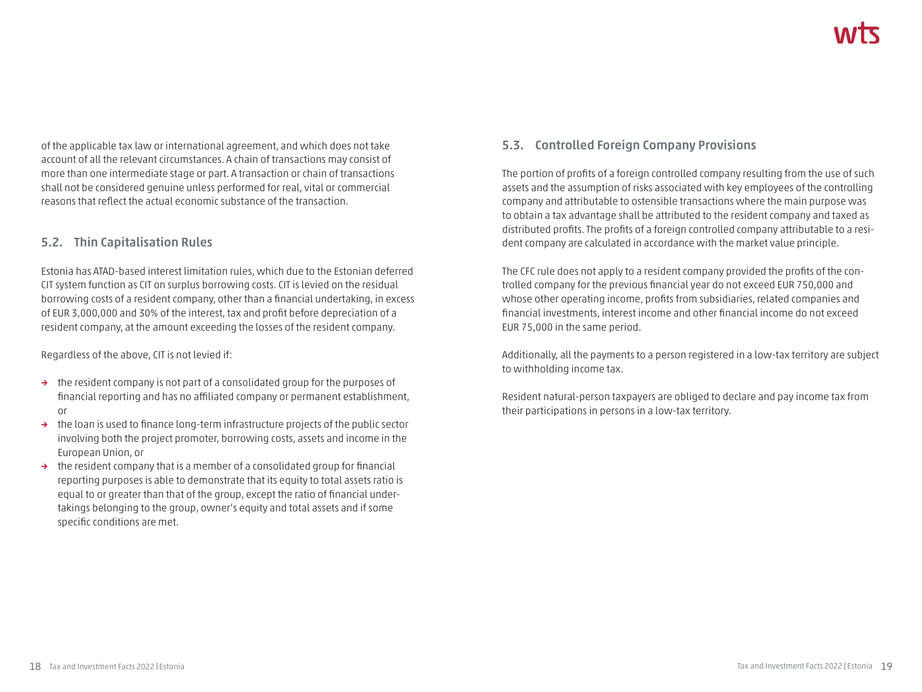of the applicable tax law or international agreement, and which does not take account of all the relevant circumstances. A chain of transactions may consist of more than one intermediate stage or part. A transaction or chain of transactions shall not be considered genuine unless performed for real, vital or commercial reasons that reflect the actual economic substance of the transaction.

## 5.2. Thin Capitalisation Rules

Estonia has ATAD-based interest limitation rules, which due to the Estonian deferred CIT system function as CIT on surplus borrowing costs. CIT is levied on the residual borrowing costs of a resident company, other than a financial undertaking, in excess of EUR 3,000,000 and 30% of the interest, tax and profit before depreciation of a resident company, at the amount exceeding the losses of the resident company.

Regardless of the above, CIT is not levied if:

- the resident company is not part of a consolidated group for the purposes of financial reporting and has no affiliated company or permanent establishment, or
- the loan is used to finance long-term infrastructure projects of the public sector involving both the project promoter, borrowing costs, assets and income in the European Union, or
- the resident company that is a member of a consolidated group for financial reporting purposes is able to demonstrate that its equity to total assets ratio is equal to or greater than that of the group, except the ratio of financial undertakings belonging to the group, owner's equity and total assets and if some specific conditions are met.

## 5.3. Controlled Foreign Company Provisions

The portion of profits of a foreign controlled company resulting from the use of such assets and the assumption of risks associated with key employees of the controlling company and attributable to ostensible transactions where the main purpose was to obtain a tax advantage shall be attributed to the resident company and taxed as distributed profits. The profits of a foreign controlled company attributable to a resident company are calculated in accordance with the market value principle.

The CFC rule does not apply to a resident company provided the profits of the controlled company for the previous financial year do not exceed EUR 750,000 and whose other operating income, profits from subsidiaries, related companies and financial investments, interest income and other financial income do not exceed EUR 75,000 in the same period.

Additionally, all the payments to a person registered in a low-tax territory are subject to withholding income tax.

Resident natural-person taxpayers are obliged to declare and pay income tax from their participations in persons in a low-tax territory.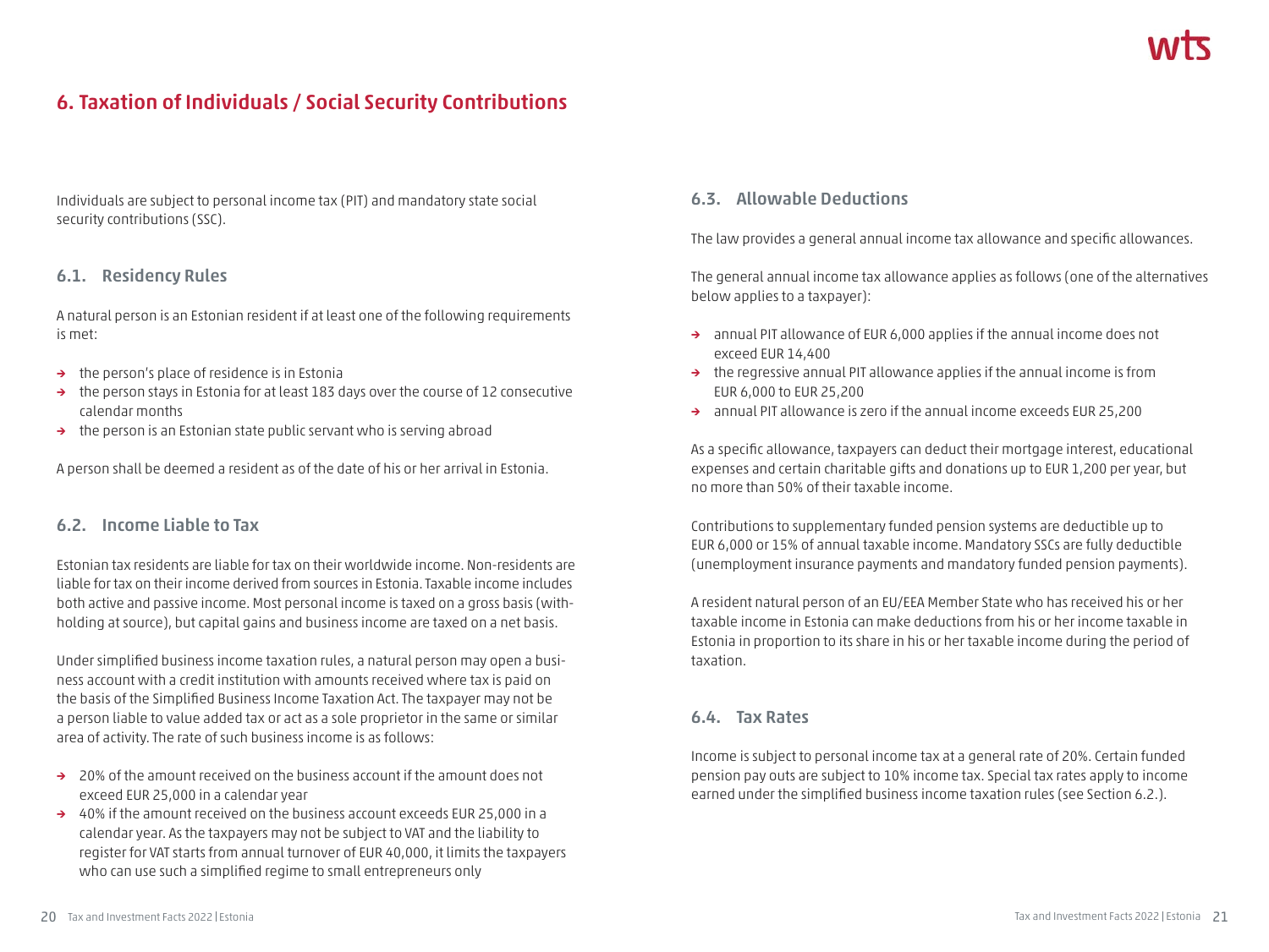## 6. Taxation of Individuals / Social Security Contributions

Individuals are subject to personal income tax (PIT) and mandatory state social security contributions (SSC).

### 6.1. Residency Rules

A natural person is an Estonian resident if at least one of the following requirements is met:

- the person's place of residence is in Estonia
- the person stays in Estonia for at least 183 days over the course of 12 consecutive calendar months
- the person is an Estonian state public servant who is serving abroad

A person shall be deemed a resident as of the date of his or her arrival in Estonia.

### 6.2. Income Liable to Tax

Estonian tax residents are liable for tax on their worldwide income. Non-residents are liable for tax on their income derived from sources in Estonia. Taxable income includes both active and passive income. Most personal income is taxed on a gross basis (withholding at source), but capital gains and business income are taxed on a net basis.

Under simplified business income taxation rules, a natural person may open a business account with a credit institution with amounts received where tax is paid on the basis of the Simplified Business Income Taxation Act. The taxpayer may not be a person liable to value added tax or act as a sole proprietor in the same or similar area of activity. The rate of such business income is as follows:

- 20% of the amount received on the business account if the amount does not exceed EUR 25,000 in a calendar year
- 40% if the amount received on the business account exceeds EUR 25,000 in a calendar year. As the taxpayers may not be subject to VAT and the liability to register for VAT starts from annual turnover of EUR 40,000, it limits the taxpayers who can use such a simplified regime to small entrepreneurs only

### 6.3. Allowable Deductions

The law provides a general annual income tax allowance and specific allowances.

The general annual income tax allowance applies as follows (one of the alternatives below applies to a taxpayer):

- annual PIT allowance of EUR 6,000 applies if the annual income does not exceed EUR 14,400
- the regressive annual PIT allowance applies if the annual income is from EUR 6,000 to EUR 25,200
- annual PIT allowance is zero if the annual income exceeds EUR 25,200

As a specific allowance, taxpayers can deduct their mortgage interest, educational expenses and certain charitable gifts and donations up to EUR 1,200 per year, but no more than 50% of their taxable income.

Contributions to supplementary funded pension systems are deductible up to EUR 6,000 or 15% of annual taxable income. Mandatory SSCs are fully deductible (unemployment insurance payments and mandatory funded pension payments).

A resident natural person of an EU/EEA Member State who has received his or her taxable income in Estonia can make deductions from his or her income taxable in Estonia in proportion to its share in his or her taxable income during the period of taxation.

### 6.4. Tax Rates

Income is subject to personal income tax at a general rate of 20%. Certain funded pension pay outs are subject to 10% income tax. Special tax rates apply to income earned under the simplified business income taxation rules (see Section 6.2.).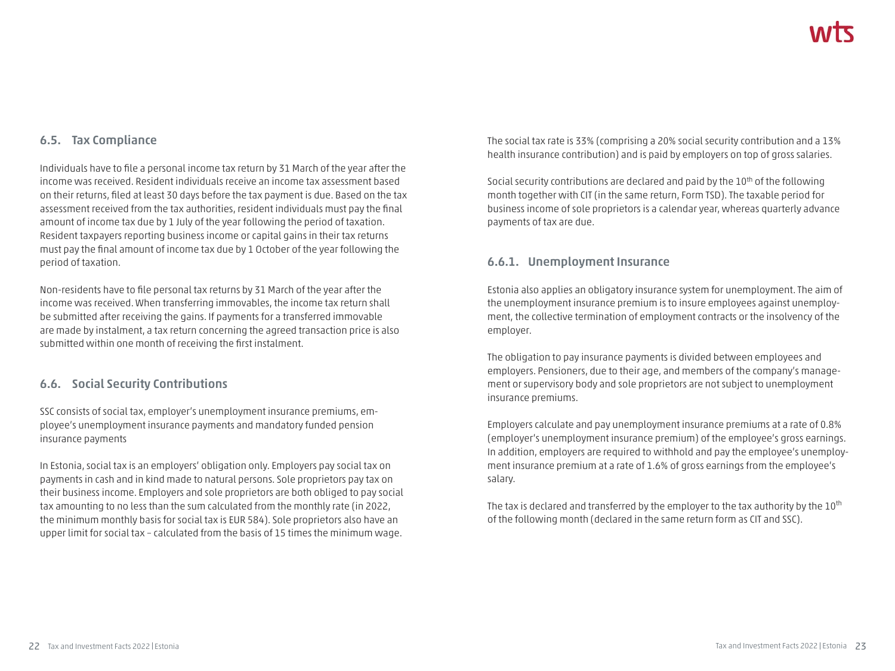## 6.5. Tax Compliance

Individuals have to file a personal income tax return by 31 March of the year after the income was received. Resident individuals receive an income tax assessment based on their returns, filed at least 30 days before the tax payment is due. Based on the tax assessment received from the tax authorities, resident individuals must pay the final amount of income tax due by 1 July of the year following the period of taxation. Resident taxpayers reporting business income or capital gains in their tax returns must pay the final amount of income tax due by 1 October of the year following the period of taxation.

Non-residents have to file personal tax returns by 31 March of the year after the income was received. When transferring immovables, the income tax return shall be submitted after receiving the gains. If payments for a transferred immovable are made by instalment, a tax return concerning the agreed transaction price is also submitted within one month of receiving the first instalment.

## 6.6. Social Security Contributions

SSC consists of social tax, employer's unemployment insurance premiums, employee's unemployment insurance payments and mandatory funded pension insurance payments

In Estonia, social tax is an employers' obligation only. Employers pay social tax on payments in cash and in kind made to natural persons. Sole proprietors pay tax on their business income. Employers and sole proprietors are both obliged to pay social tax amounting to no less than the sum calculated from the monthly rate (in 2022, the minimum monthly basis for social tax is EUR 584). Sole proprietors also have an upper limit for social tax – calculated from the basis of 15 times the minimum wage.

The social tax rate is 33% (comprising a 20% social security contribution and a 13% health insurance contribution) and is paid by employers on top of gross salaries.

Social security contributions are declared and paid by the 10th of the following month together with CIT (in the same return, Form TSD). The taxable period for business income of sole proprietors is a calendar year, whereas quarterly advance payments of tax are due.

### 6.6.1. Unemployment Insurance

Estonia also applies an obligatory insurance system for unemployment. The aim of the unemployment insurance premium is to insure employees against unemployment, the collective termination of employment contracts or the insolvency of the employer.

The obligation to pay insurance payments is divided between employees and employers. Pensioners, due to their age, and members of the company's management or supervisory body and sole proprietors are not subject to unemployment insurance premiums.

Employers calculate and pay unemployment insurance premiums at a rate of 0.8% (employer's unemployment insurance premium) of the employee's gross earnings. In addition, employers are required to withhold and pay the employee's unemployment insurance premium at a rate of 1.6% of gross earnings from the employee's salary.

The tax is declared and transferred by the employer to the tax authority by the 10th of the following month (declared in the same return form as CIT and SSC).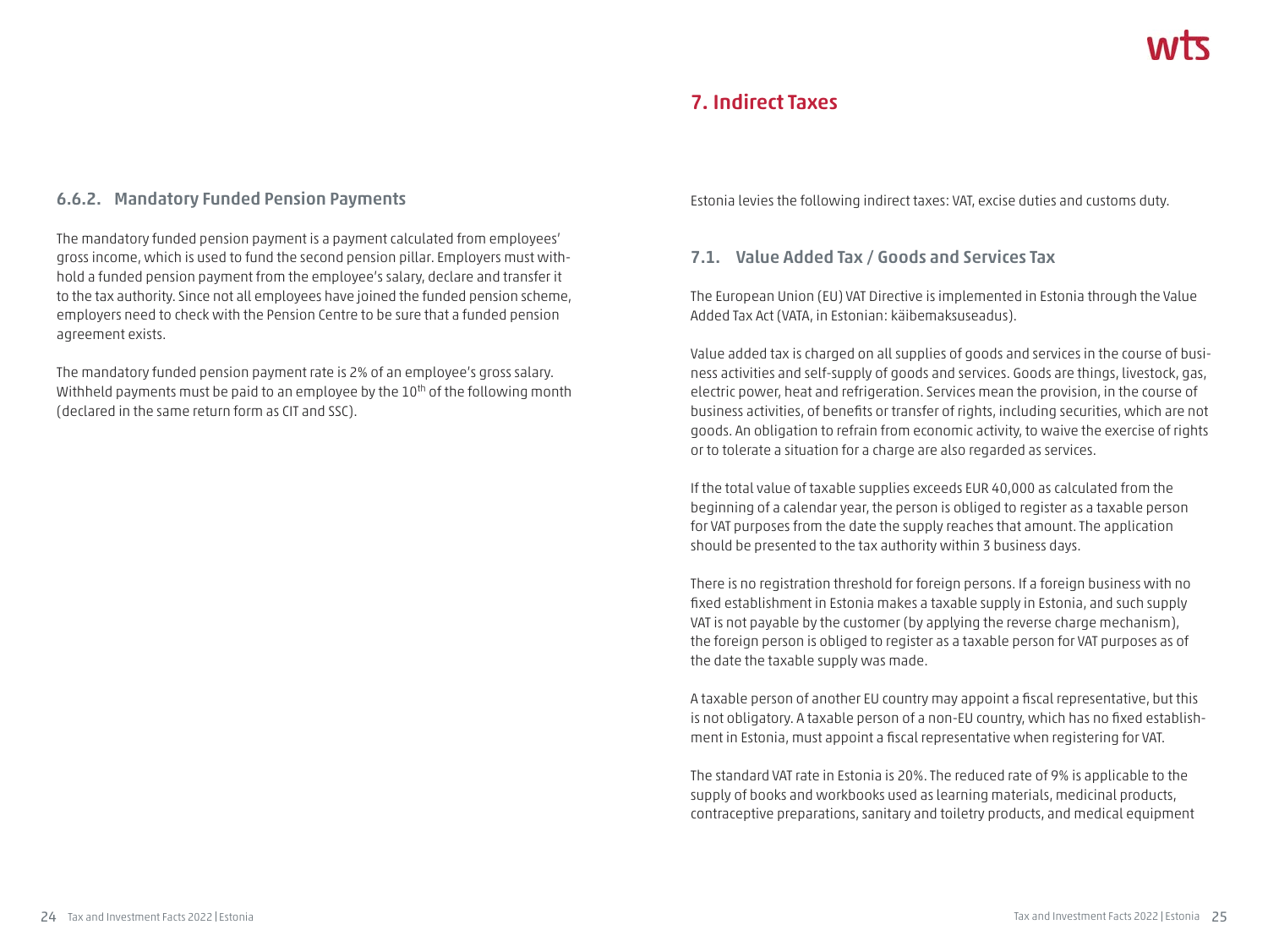#### 6.6.2. Mandatory Funded Pension Payments

The mandatory funded pension payment is a payment calculated from employees' gross income, which is used to fund the second pension pillar. Employers must withhold a funded pension payment from the employee's salary, declare and transfer it to the tax authority. Since not all employees have joined the funded pension scheme, employers need to check with the Pension Centre to be sure that a funded pension agreement exists.

The mandatory funded pension payment rate is 2% of an employee's gross salary. Withheld payments must be paid to an employee by the 10th of the following month (declared in the same return form as CIT and SSC).

## 7. Indirect Taxes

Estonia levies the following indirect taxes: VAT, excise duties and customs duty.

### 7.1. Value Added Tax / Goods and Services Tax

The European Union (EU) VAT Directive is implemented in Estonia through the Value Added Tax Act (VATA, in Estonian: käibemaksuseadus).

Value added tax is charged on all supplies of goods and services in the course of business activities and self-supply of goods and services. Goods are things, livestock, gas, electric power, heat and refrigeration. Services mean the provision, in the course of business activities, of benefits or transfer of rights, including securities, which are not goods. An obligation to refrain from economic activity, to waive the exercise of rights or to tolerate a situation for a charge are also regarded as services.

If the total value of taxable supplies exceeds EUR 40,000 as calculated from the beginning of a calendar year, the person is obliged to register as a taxable person for VAT purposes from the date the supply reaches that amount. The application should be presented to the tax authority within 3 business days.

There is no registration threshold for foreign persons. If a foreign business with no fixed establishment in Estonia makes a taxable supply in Estonia, and such supply VAT is not payable by the customer (by applying the reverse charge mechanism), the foreign person is obliged to register as a taxable person for VAT purposes as of the date the taxable supply was made.

A taxable person of another EU country may appoint a fiscal representative, but this is not obligatory. A taxable person of a non-EU country, which has no fixed establishment in Estonia, must appoint a fiscal representative when registering for VAT.

The standard VAT rate in Estonia is 20%. The reduced rate of 9% is applicable to the supply of books and workbooks used as learning materials, medicinal products, contraceptive preparations, sanitary and toiletry products, and medical equipment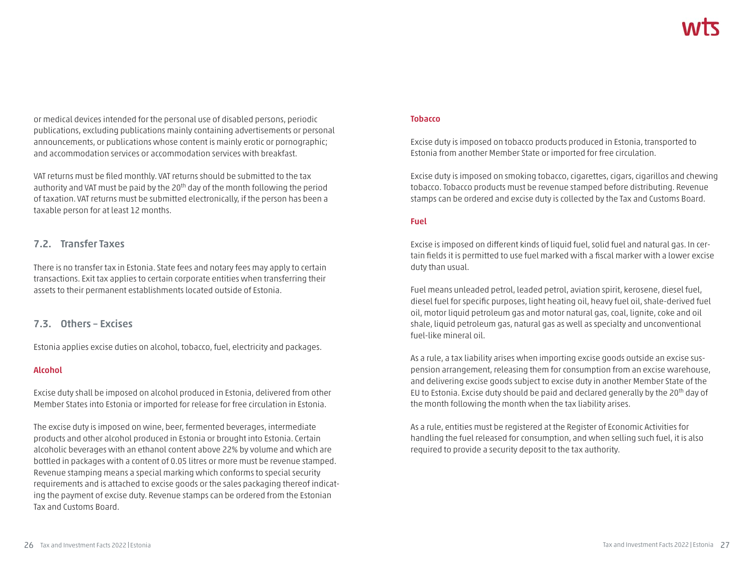or medical devices intended for the personal use of disabled persons, periodic publications, excluding publications mainly containing advertisements or personal announcements, or publications whose content is mainly erotic or pornographic; and accommodation services or accommodation services with breakfast.

VAT returns must be filed monthly. VAT returns should be submitted to the tax authority and VAT must be paid by the 20th day of the month following the period of taxation. VAT returns must be submitted electronically, if the person has been a taxable person for at least 12 months.

## 7.2. Transfer Taxes

There is no transfer tax in Estonia. State fees and notary fees may apply to certain transactions. Exit tax applies to certain corporate entities when transferring their assets to their permanent establishments located outside of Estonia.

## 7.3. Others – Excises

Estonia applies excise duties on alcohol, tobacco, fuel, electricity and packages.

### Alcohol

Excise duty shall be imposed on alcohol produced in Estonia, delivered from other Member States into Estonia or imported for release for free circulation in Estonia.

The excise duty is imposed on wine, beer, fermented beverages, intermediate products and other alcohol produced in Estonia or brought into Estonia. Certain alcoholic beverages with an ethanol content above 22% by volume and which are bottled in packages with a content of 0.05 litres or more must be revenue stamped. Revenue stamping means a special marking which conforms to special security requirements and is attached to excise goods or the sales packaging thereof indicating the payment of excise duty. Revenue stamps can be ordered from the Estonian Tax and Customs Board.

### Tobacco

Excise duty is imposed on tobacco products produced in Estonia, transported to Estonia from another Member State or imported for free circulation.

Excise duty is imposed on smoking tobacco, cigarettes, cigars, cigarillos and chewing tobacco. Tobacco products must be revenue stamped before distributing. Revenue stamps can be ordered and excise duty is collected by the Tax and Customs Board.

### Fuel

Excise is imposed on different kinds of liquid fuel, solid fuel and natural gas. In certain fields it is permitted to use fuel marked with a fiscal marker with a lower excise duty than usual.

Fuel means unleaded petrol, leaded petrol, aviation spirit, kerosene, diesel fuel, diesel fuel for specific purposes, light heating oil, heavy fuel oil, shale-derived fuel oil, motor liquid petroleum gas and motor natural gas, coal, lignite, coke and oil shale, liquid petroleum gas, natural gas as well as specialty and unconventional fuel-like mineral oil.

As a rule, a tax liability arises when importing excise goods outside an excise suspension arrangement, releasing them for consumption from an excise warehouse, and delivering excise goods subject to excise duty in another Member State of the EU to Estonia. Excise duty should be paid and declared generally by the 20th day of the month following the month when the tax liability arises.

As a rule, entities must be registered at the Register of Economic Activities for handling the fuel released for consumption, and when selling such fuel, it is also required to provide a security deposit to the tax authority.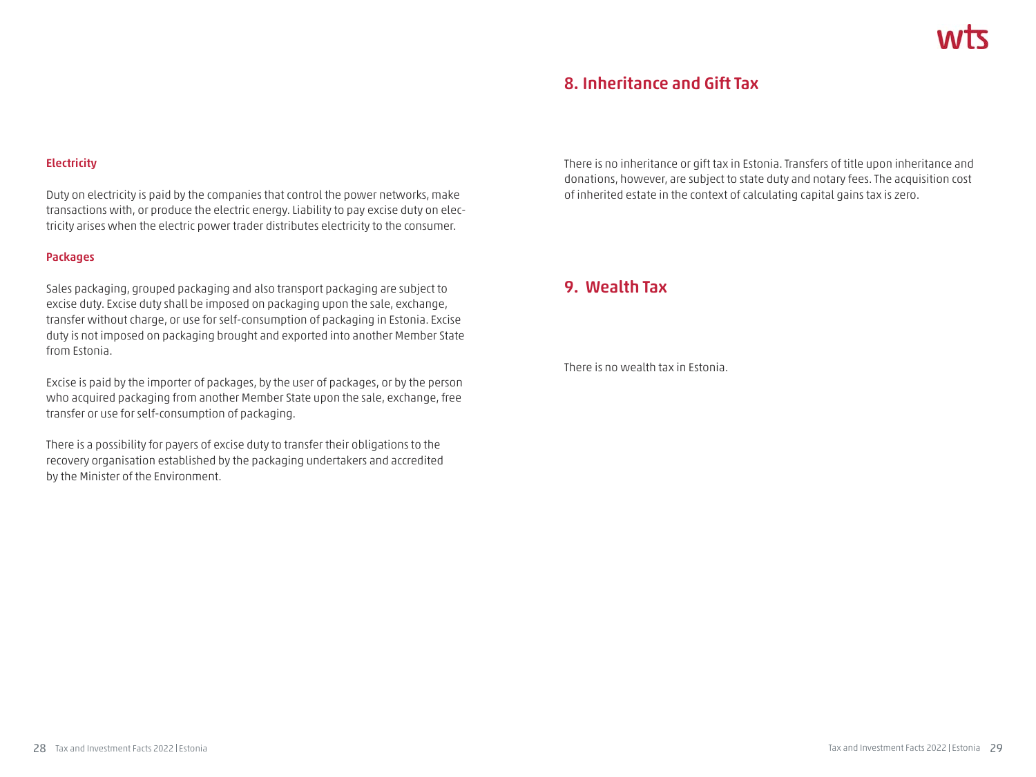### Electricity

Duty on electricity is paid by the companies that control the power networks, make transactions with, or produce the electric energy. Liability to pay excise duty on electricity arises when the electric power trader distributes electricity to the consumer.

### Packages

Sales packaging, grouped packaging and also transport packaging are subject to excise duty. Excise duty shall be imposed on packaging upon the sale, exchange, transfer without charge, or use for self-consumption of packaging in Estonia. Excise duty is not imposed on packaging brought and exported into another Member State from Estonia.

Excise is paid by the importer of packages, by the user of packages, or by the person who acquired packaging from another Member State upon the sale, exchange, free transfer or use for self-consumption of packaging.

There is a possibility for payers of excise duty to transfer their obligations to the recovery organisation established by the packaging undertakers and accredited by the Minister of the Environment.

## 8. Inheritance and Gift Tax

There is no inheritance or gift tax in Estonia. Transfers of title upon inheritance and donations, however, are subject to state duty and notary fees. The acquisition cost of inherited estate in the context of calculating capital gains tax is zero.

## 9. Wealth Tax

There is no wealth tax in Estonia.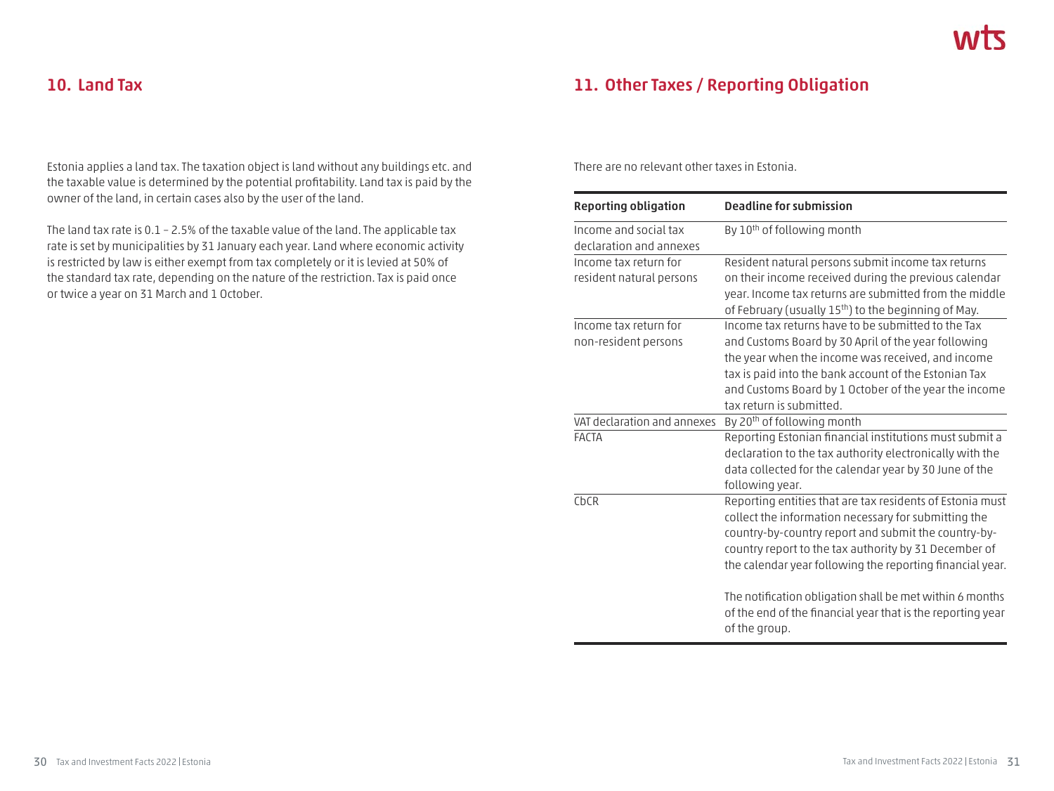## 10. Land Tax

Estonia applies a land tax. The taxation object is land without any buildings etc. and the taxable value is determined by the potential profitability. Land tax is paid by the owner of the land, in certain cases also by the user of the land.

The land tax rate is 0.1 – 2.5% of the taxable value of the land. The applicable tax rate is set by municipalities by 31 January each year. Land where economic activity is restricted by law is either exempt from tax completely or it is levied at 50% of the standard tax rate, depending on the nature of the restriction. Tax is paid once or twice a year on 31 March and 1 October.

## 11. Other Taxes / Reporting Obligation

There are no relevant other taxes in Estonia.

| Reporting obligation | Deadline for submission |
|---|---|
| Income and social tax declaration and annexes | By 10th of following month |
| Income tax return for resident natural persons | Resident natural persons submit income tax returns on their income received during the previous calendar year. Income tax returns are submitted from the middle of February (usually 15th) to the beginning of May. |
| Income tax return for non-resident persons | Income tax returns have to be submitted to the Tax and Customs Board by 30 April of the year following the year when the income was received, and income tax is paid into the bank account of the Estonian Tax and Customs Board by 1 October of the year the income tax return is submitted. |
| VAT declaration and annexes | By 20th of following month |
| FACTA | Reporting Estonian financial institutions must submit a declaration to the tax authority electronically with the data collected for the calendar year by 30 June of the following year. |
| CbCR | Reporting entities that are tax residents of Estonia must collect the information necessary for submitting the country-by-country report and submit the country-by-country report to the tax authority by 31 December of the calendar year following the reporting financial year. The notification obligation shall be met within 6 months of the end of the financial year that is the reporting year of the group. |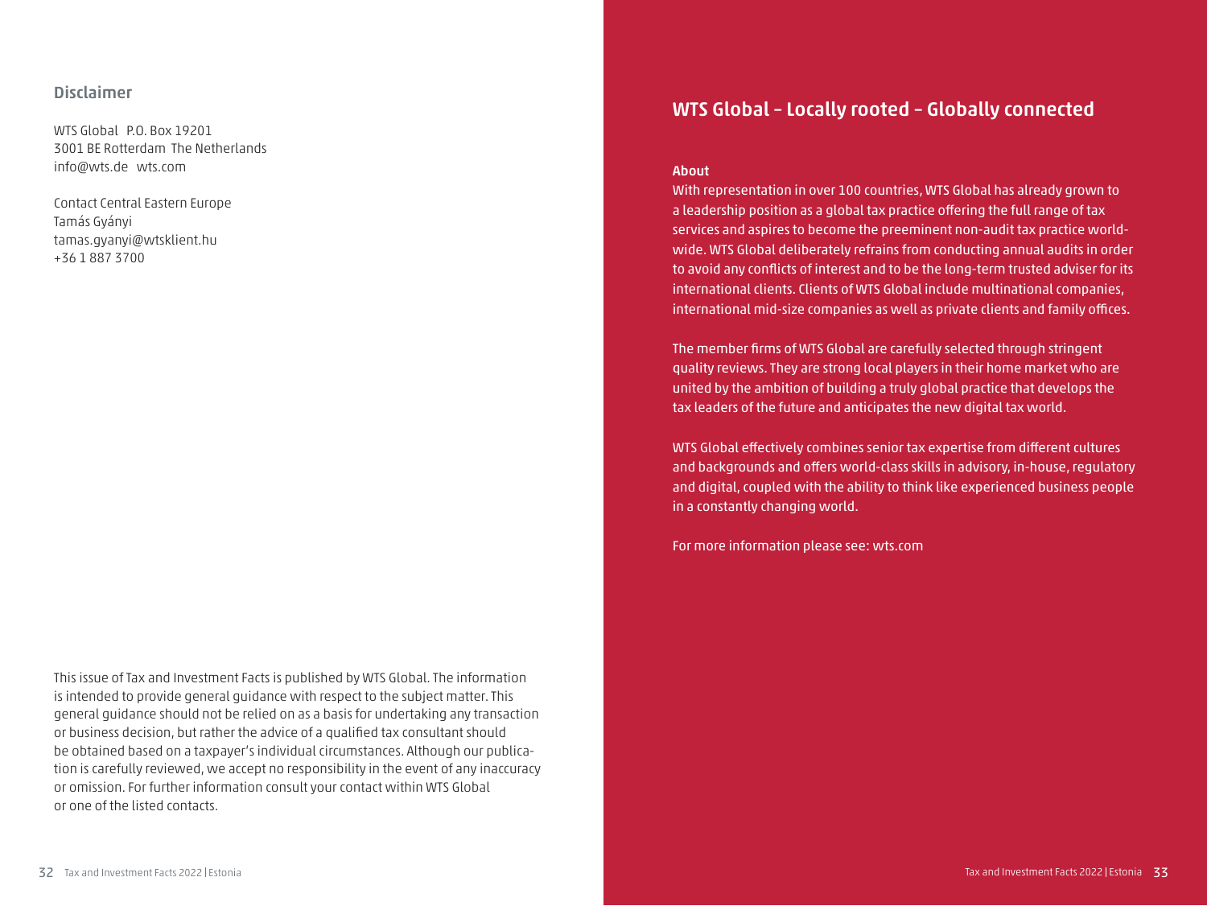## Disclaimer

WTS Global P.O. Box 19201
3001 BE Rotterdam The Netherlands
info@wts.de wts.com

Contact Central Eastern Europe
Tamás Gyányi
tamas.gyanyi@wtsklient.hu
+36 1 887 3700

This issue of Tax and Investment Facts is published by WTS Global. The information is intended to provide general guidance with respect to the subject matter. This general guidance should not be relied on as a basis for undertaking any transaction or business decision, but rather the advice of a qualified tax consultant should be obtained based on a taxpayer's individual circumstances. Although our publication is carefully reviewed, we accept no responsibility in the event of any inaccuracy or omission. For further information consult your contact within WTS Global or one of the listed contacts.

## WTS Global – Locally rooted – Globally connected

**About**

With representation in over 100 countries, WTS Global has already grown to a leadership position as a global tax practice offering the full range of tax services and aspires to become the preeminent non-audit tax practice worldwide. WTS Global deliberately refrains from conducting annual audits in order to avoid any conflicts of interest and to be the long-term trusted adviser for its international clients. Clients of WTS Global include multinational companies, international mid-size companies as well as private clients and family offices.

The member firms of WTS Global are carefully selected through stringent quality reviews. They are strong local players in their home market who are united by the ambition of building a truly global practice that develops the tax leaders of the future and anticipates the new digital tax world.

WTS Global effectively combines senior tax expertise from different cultures and backgrounds and offers world-class skills in advisory, in-house, regulatory and digital, coupled with the ability to think like experienced business people in a constantly changing world.

For more information please see: wts.com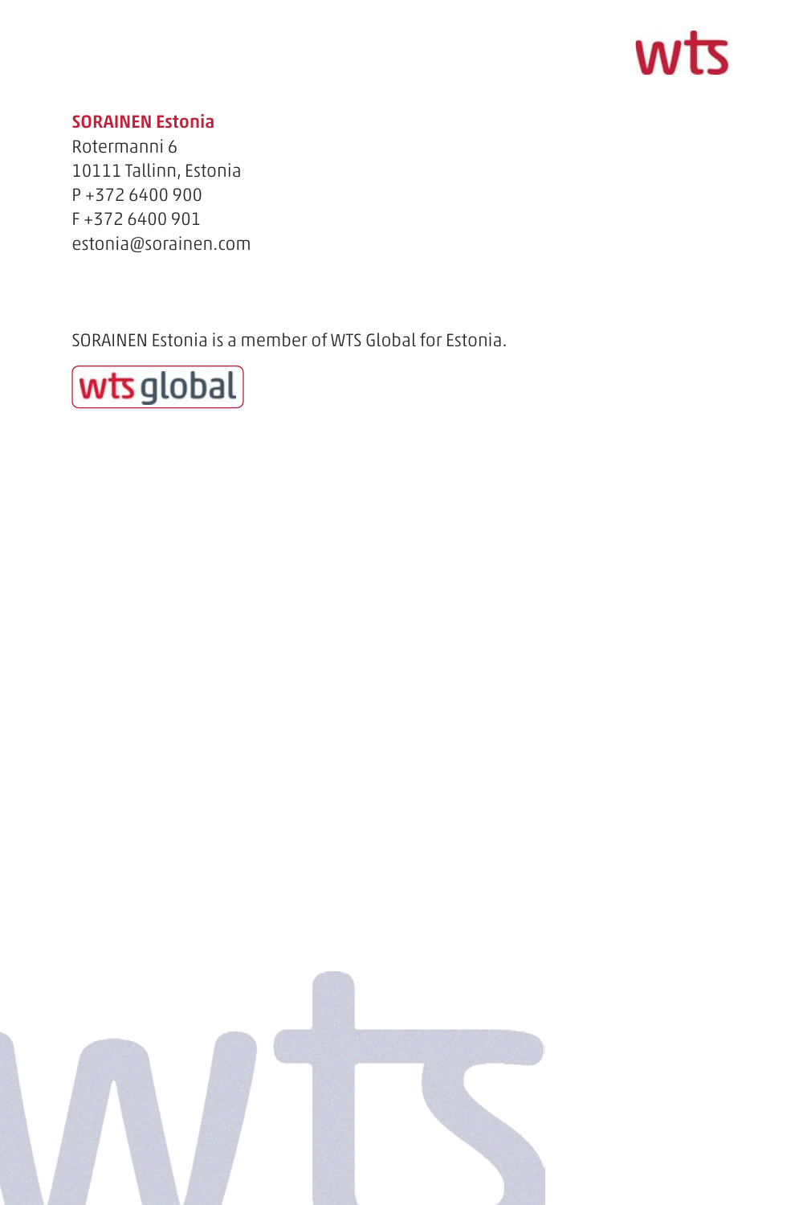**SORAINEN Estonia**
Rotermanni 6
10111 Tallinn, Estonia
P +372 6400 900
F +372 6400 901
estonia@sorainen.com

SORAINEN Estonia is a member of WTS Global for Estonia.